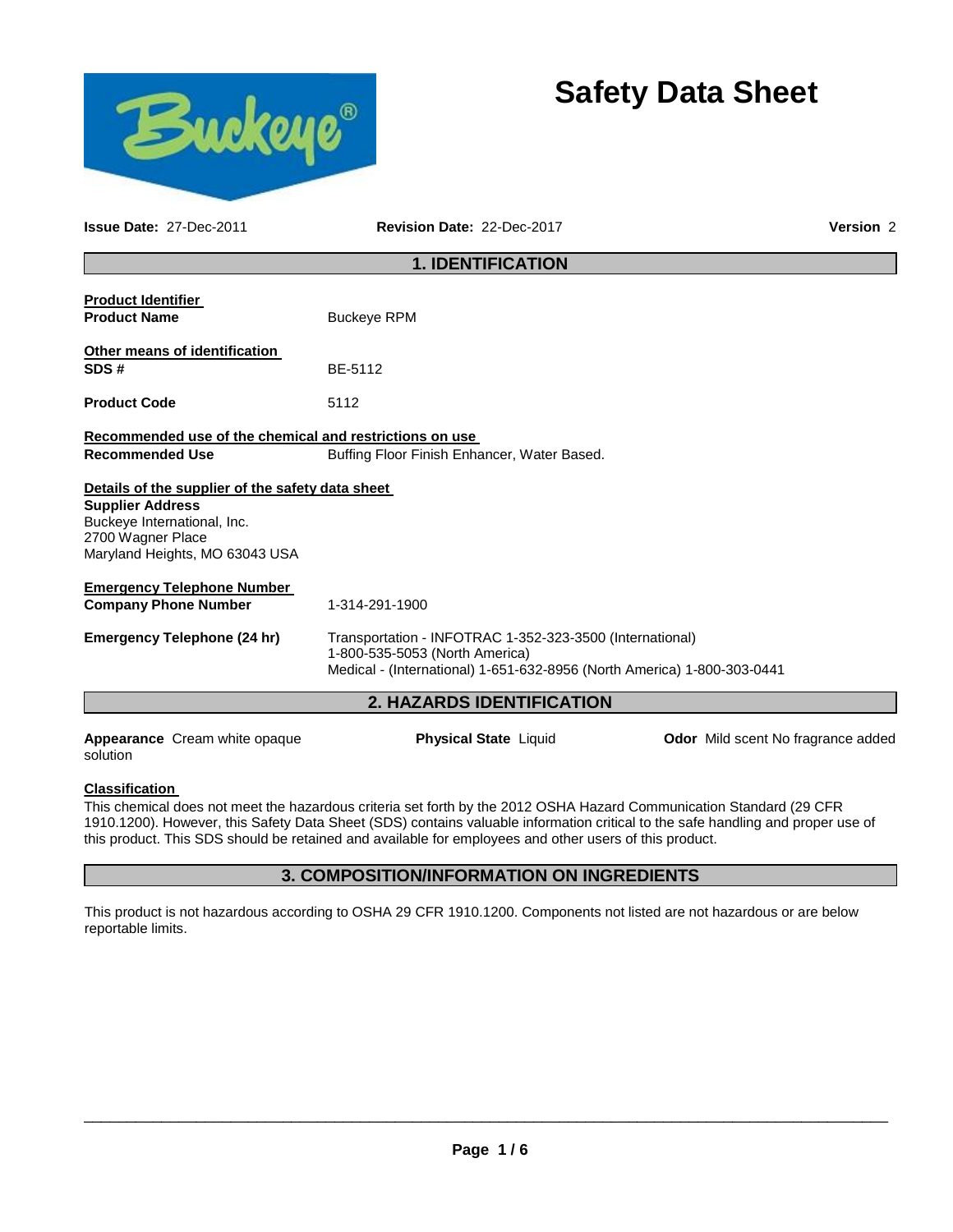# Safety Data Sheet

**Issue Date:** 27-Dec-2011 **Revision Date:** 22-Dec-2017 **Version** 2

## 1. IDENTIFICATION

**Product Identifier**

**Product Name** Buckeye RPM

**Other means of identification**

**SDS #** BE-5112

**Product Code** 5112

**Recommended use of the chemical and restrictions on use**

**Recommended Use** Buffing Floor Finish Enhancer, Water Based.

**Details of the supplier of the safety data sheet**

**Supplier Address**
Buckeye International, Inc.
2700 Wagner Place
Maryland Heights, MO 63043 USA

**Emergency Telephone Number**

**Company Phone Number** 1-314-291-1900

**Emergency Telephone (24 hr)** Transportation - INFOTRAC 1-352-323-3500 (International)
1-800-535-5053 (North America)
Medical - (International) 1-651-632-8956 (North America) 1-800-303-0441

## 2. HAZARDS IDENTIFICATION

**Appearance** Cream white opaque solution **Physical State** Liquid **Odor** Mild scent No fragrance added

**Classification**

This chemical does not meet the hazardous criteria set forth by the 2012 OSHA Hazard Communication Standard (29 CFR 1910.1200). However, this Safety Data Sheet (SDS) contains valuable information critical to the safe handling and proper use of this product. This SDS should be retained and available for employees and other users of this product.

## 3. COMPOSITION/INFORMATION ON INGREDIENTS

This product is not hazardous according to OSHA 29 CFR 1910.1200. Components not listed are not hazardous or are below reportable limits.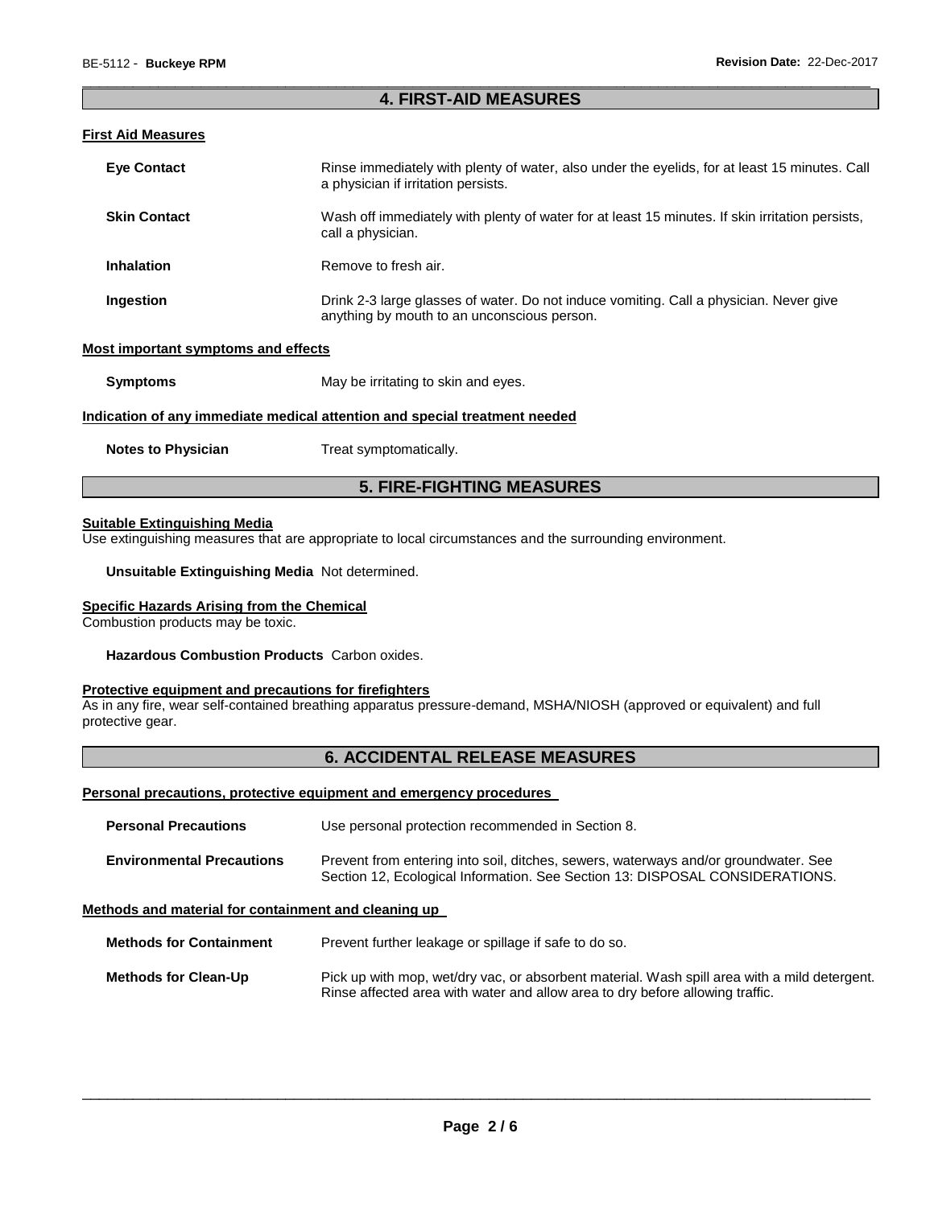## 4. FIRST-AID MEASURES

### First Aid Measures

| | |
|---|---|
| **Eye Contact** | Rinse immediately with plenty of water, also under the eyelids, for at least 15 minutes. Call a physician if irritation persists. |
| **Skin Contact** | Wash off immediately with plenty of water for at least 15 minutes. If skin irritation persists, call a physician. |
| **Inhalation** | Remove to fresh air. |
| **Ingestion** | Drink 2-3 large glasses of water. Do not induce vomiting. Call a physician. Never give anything by mouth to an unconscious person. |

### Most important symptoms and effects

| | |
|---|---|
| **Symptoms** | May be irritating to skin and eyes. |

### Indication of any immediate medical attention and special treatment needed

| | |
|---|---|
| **Notes to Physician** | Treat symptomatically. |

## 5. FIRE-FIGHTING MEASURES

### Suitable Extinguishing Media

Use extinguishing measures that are appropriate to local circumstances and the surrounding environment.

**Unsuitable Extinguishing Media** Not determined.

### Specific Hazards Arising from the Chemical

Combustion products may be toxic.

**Hazardous Combustion Products** Carbon oxides.

### Protective equipment and precautions for firefighters

As in any fire, wear self-contained breathing apparatus pressure-demand, MSHA/NIOSH (approved or equivalent) and full protective gear.

## 6. ACCIDENTAL RELEASE MEASURES

### Personal precautions, protective equipment and emergency procedures

| | |
|---|---|
| **Personal Precautions** | Use personal protection recommended in Section 8. |
| **Environmental Precautions** | Prevent from entering into soil, ditches, sewers, waterways and/or groundwater. See Section 12, Ecological Information. See Section 13: DISPOSAL CONSIDERATIONS. |

### Methods and material for containment and cleaning up

| | |
|---|---|
| **Methods for Containment** | Prevent further leakage or spillage if safe to do so. |
| **Methods for Clean-Up** | Pick up with mop, wet/dry vac, or absorbent material. Wash spill area with a mild detergent. Rinse affected area with water and allow area to dry before allowing traffic. |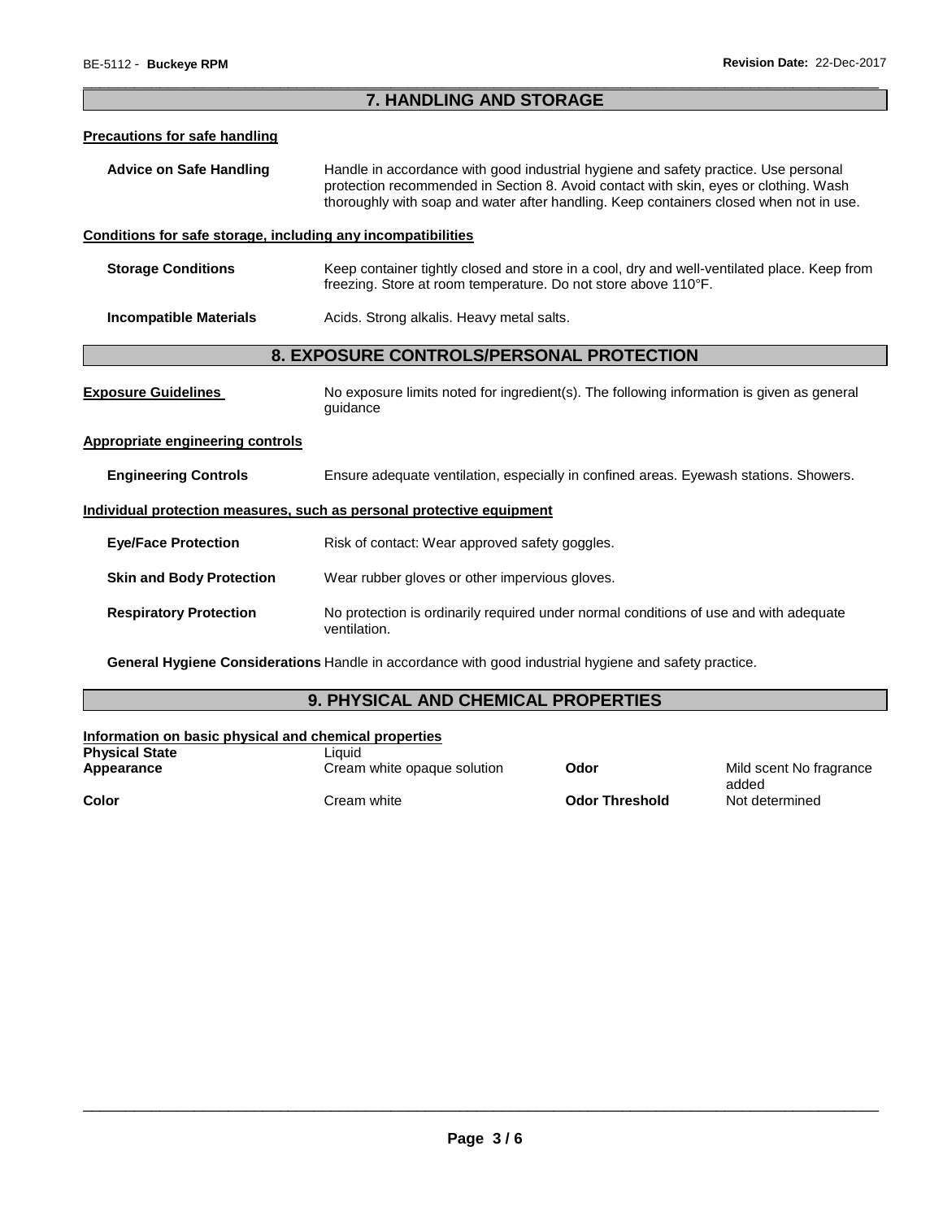## 7. HANDLING AND STORAGE

### Precautions for safe handling

**Advice on Safe Handling** Handle in accordance with good industrial hygiene and safety practice. Use personal protection recommended in Section 8. Avoid contact with skin, eyes or clothing. Wash thoroughly with soap and water after handling. Keep containers closed when not in use.

### Conditions for safe storage, including any incompatibilities

**Storage Conditions** Keep container tightly closed and store in a cool, dry and well-ventilated place. Keep from freezing. Store at room temperature. Do not store above 110°F.

**Incompatible Materials** Acids. Strong alkalis. Heavy metal salts.

## 8. EXPOSURE CONTROLS/PERSONAL PROTECTION

**Exposure Guidelines** No exposure limits noted for ingredient(s). The following information is given as general guidance

### Appropriate engineering controls

**Engineering Controls** Ensure adequate ventilation, especially in confined areas. Eyewash stations. Showers.

### Individual protection measures, such as personal protective equipment

**Eye/Face Protection** Risk of contact: Wear approved safety goggles.

**Skin and Body Protection** Wear rubber gloves or other impervious gloves.

**Respiratory Protection** No protection is ordinarily required under normal conditions of use and with adequate ventilation.

**General Hygiene Considerations** Handle in accordance with good industrial hygiene and safety practice.

## 9. PHYSICAL AND CHEMICAL PROPERTIES

### Information on basic physical and chemical properties

| | | | |
|---|---|---|---|
| **Physical State** | Liquid | | |
| **Appearance** | Cream white opaque solution | **Odor** | Mild scent No fragrance added |
| **Color** | Cream white | **Odor Threshold** | Not determined |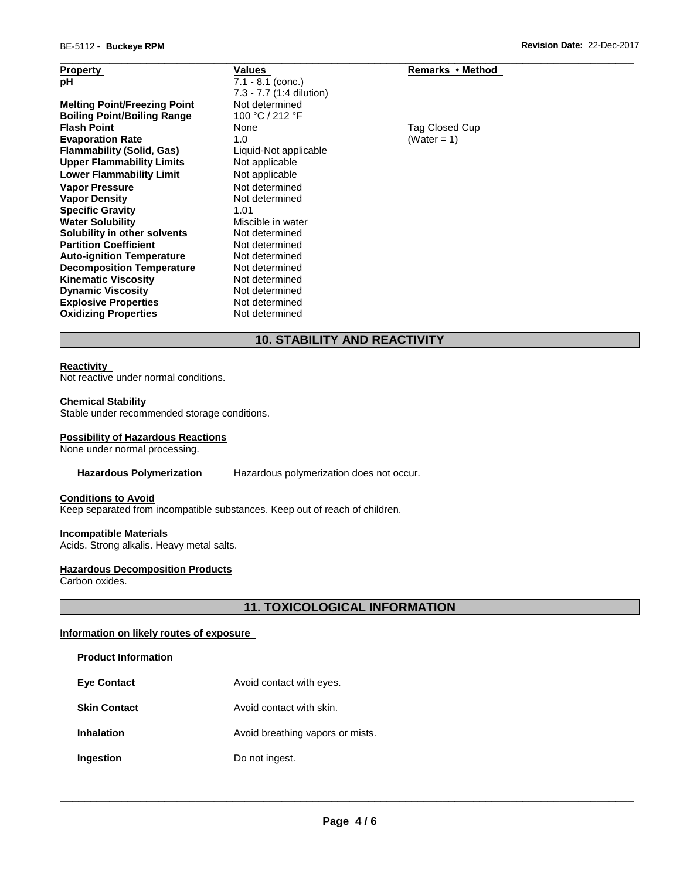| Property | Values | Remarks • Method |
| --- | --- | --- |
| pH | 7.1 - 8.1 (conc.)<br>7.3 - 7.7 (1:4 dilution) | |
| Melting Point/Freezing Point | Not determined | |
| Boiling Point/Boiling Range | 100 °C / 212 °F | |
| Flash Point | None | Tag Closed Cup |
| Evaporation Rate | 1.0 | (Water = 1) |
| Flammability (Solid, Gas) | Liquid-Not applicable | |
| Upper Flammability Limits | Not applicable | |
| Lower Flammability Limit | Not applicable | |
| Vapor Pressure | Not determined | |
| Vapor Density | Not determined | |
| Specific Gravity | 1.01 | |
| Water Solubility | Miscible in water | |
| Solubility in other solvents | Not determined | |
| Partition Coefficient | Not determined | |
| Auto-ignition Temperature | Not determined | |
| Decomposition Temperature | Not determined | |
| Kinematic Viscosity | Not determined | |
| Dynamic Viscosity | Not determined | |
| Explosive Properties | Not determined | |
| Oxidizing Properties | Not determined | |

## 10. STABILITY AND REACTIVITY

**Reactivity**

Not reactive under normal conditions.

**Chemical Stability**

Stable under recommended storage conditions.

**Possibility of Hazardous Reactions**

None under normal processing.

**Hazardous Polymerization** Hazardous polymerization does not occur.

**Conditions to Avoid**

Keep separated from incompatible substances. Keep out of reach of children.

**Incompatible Materials**

Acids. Strong alkalis. Heavy metal salts.

**Hazardous Decomposition Products**

Carbon oxides.

## 11. TOXICOLOGICAL INFORMATION

**Information on likely routes of exposure**

**Product Information**

**Eye Contact** Avoid contact with eyes.

**Skin Contact** Avoid contact with skin.

**Inhalation** Avoid breathing vapors or mists.

**Ingestion** Do not ingest.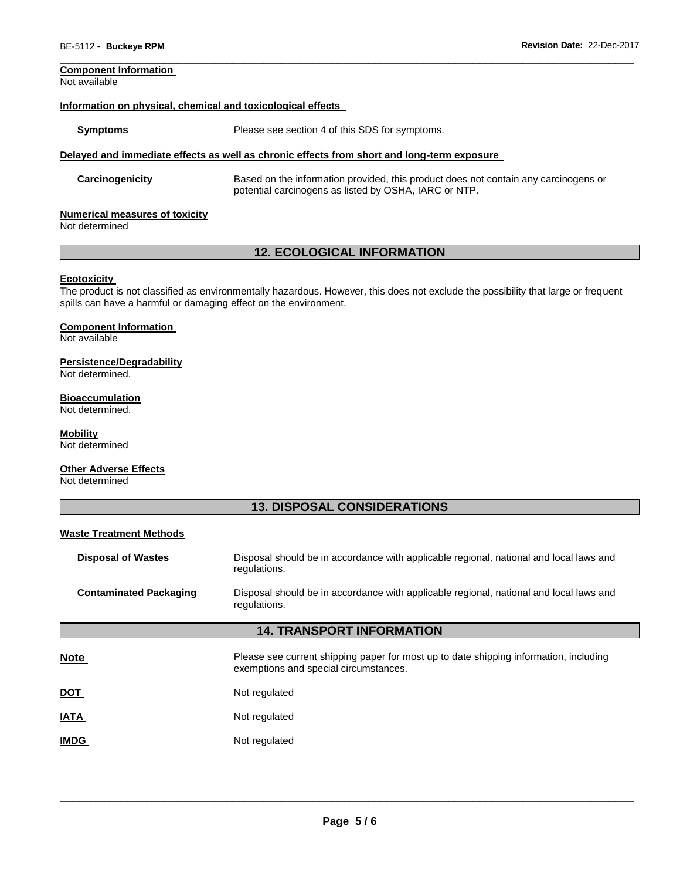**Component Information**
Not available

**Information on physical, chemical and toxicological effects**

**Symptoms** Please see section 4 of this SDS for symptoms.

**Delayed and immediate effects as well as chronic effects from short and long-term exposure**

**Carcinogenicity** Based on the information provided, this product does not contain any carcinogens or potential carcinogens as listed by OSHA, IARC or NTP.

**Numerical measures of toxicity**
Not determined

## 12. ECOLOGICAL INFORMATION

**Ecotoxicity**
The product is not classified as environmentally hazardous. However, this does not exclude the possibility that large or frequent spills can have a harmful or damaging effect on the environment.

**Component Information**
Not available

**Persistence/Degradability**
Not determined.

**Bioaccumulation**
Not determined.

**Mobility**
Not determined

**Other Adverse Effects**
Not determined

## 13. DISPOSAL CONSIDERATIONS

**Waste Treatment Methods**

**Disposal of Wastes** Disposal should be in accordance with applicable regional, national and local laws and regulations.

**Contaminated Packaging** Disposal should be in accordance with applicable regional, national and local laws and regulations.

## 14. TRANSPORT INFORMATION

**Note** Please see current shipping paper for most up to date shipping information, including exemptions and special circumstances.

**DOT** Not regulated

**IATA** Not regulated

**IMDG** Not regulated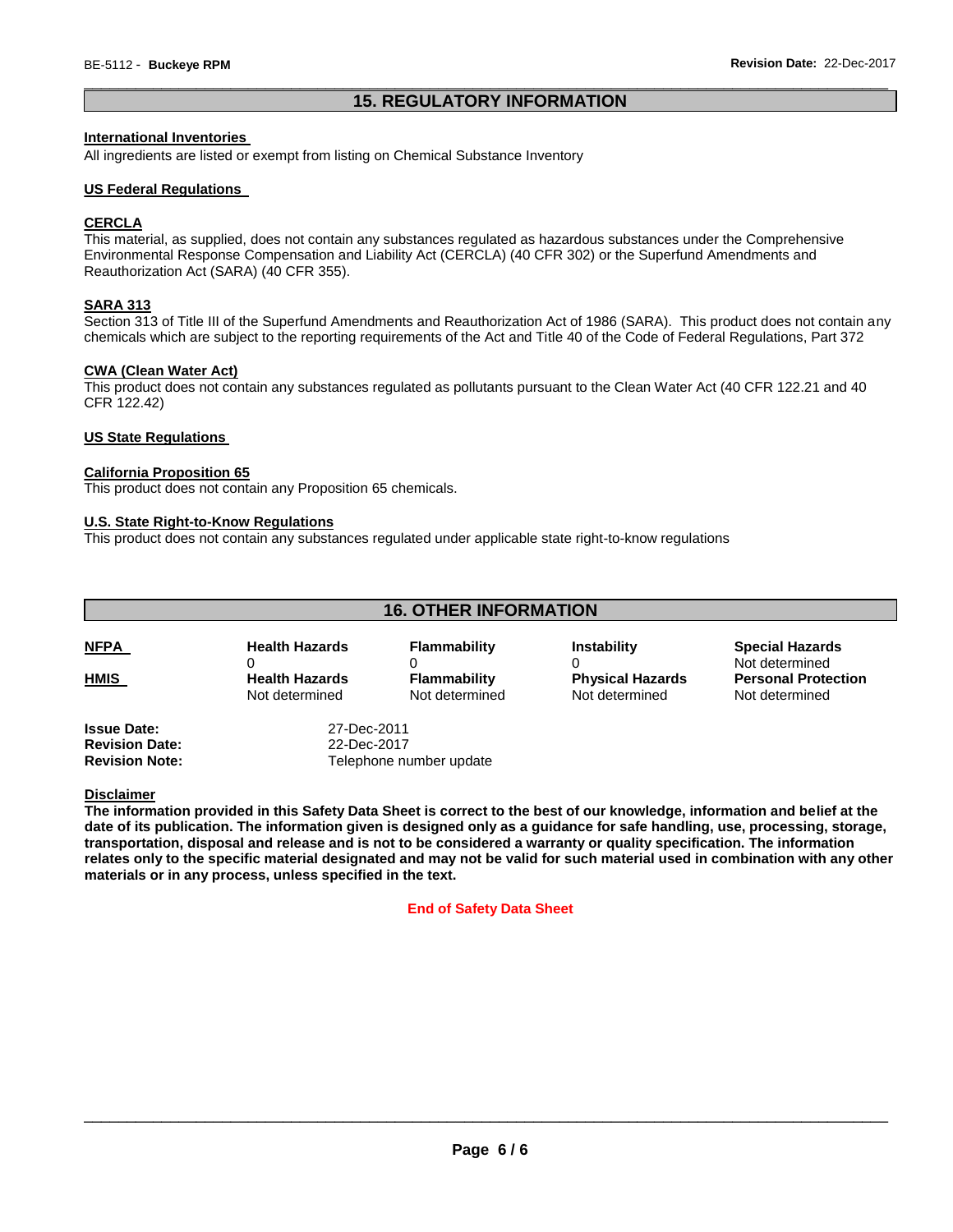## 15. REGULATORY INFORMATION

**International Inventories**

All ingredients are listed or exempt from listing on Chemical Substance Inventory

**US Federal Regulations**

**CERCLA**

This material, as supplied, does not contain any substances regulated as hazardous substances under the Comprehensive Environmental Response Compensation and Liability Act (CERCLA) (40 CFR 302) or the Superfund Amendments and Reauthorization Act (SARA) (40 CFR 355).

**SARA 313**

Section 313 of Title III of the Superfund Amendments and Reauthorization Act of 1986 (SARA). This product does not contain any chemicals which are subject to the reporting requirements of the Act and Title 40 of the Code of Federal Regulations, Part 372

**CWA (Clean Water Act)**

This product does not contain any substances regulated as pollutants pursuant to the Clean Water Act (40 CFR 122.21 and 40 CFR 122.42)

**US State Regulations**

**California Proposition 65**

This product does not contain any Proposition 65 chemicals.

**U.S. State Right-to-Know Regulations**

This product does not contain any substances regulated under applicable state right-to-know regulations

## 16. OTHER INFORMATION

| | | | | |
|---|---|---|---|---|
| **NFPA** | **Health Hazards** 0 | **Flammability** 0 | **Instability** 0 | **Special Hazards** Not determined |
| **HMIS** | **Health Hazards** Not determined | **Flammability** Not determined | **Physical Hazards** Not determined | **Personal Protection** Not determined |

**Issue Date:** 27-Dec-2011
**Revision Date:** 22-Dec-2017
**Revision Note:** Telephone number update

**Disclaimer**

**The information provided in this Safety Data Sheet is correct to the best of our knowledge, information and belief at the date of its publication. The information given is designed only as a guidance for safe handling, use, processing, storage, transportation, disposal and release and is not to be considered a warranty or quality specification. The information relates only to the specific material designated and may not be valid for such material used in combination with any other materials or in any process, unless specified in the text.**

**End of Safety Data Sheet**